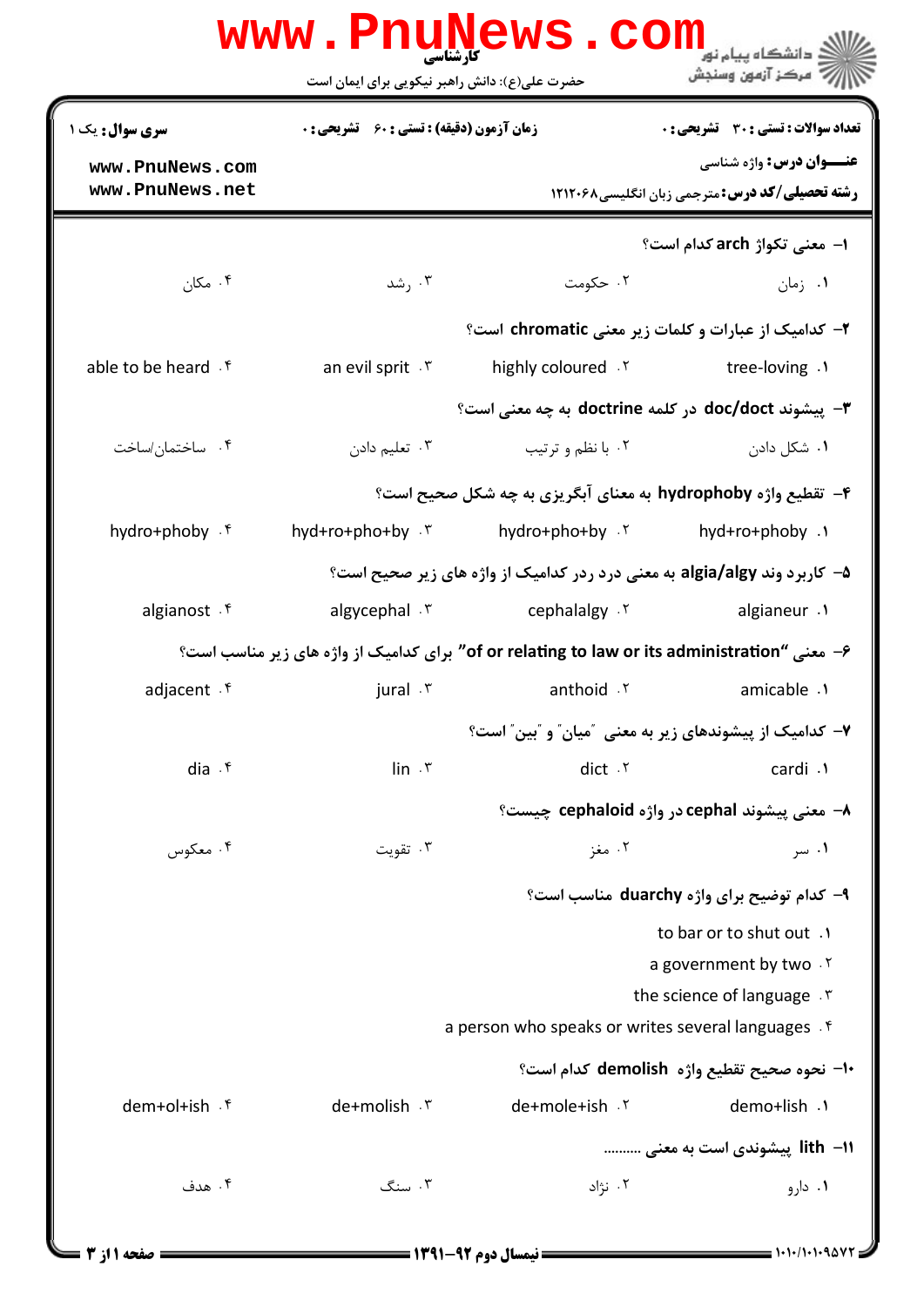کارشناسی

حضرت علی(ع): دانش راهبر نیکویی برای ایمان است

دانشگاه پیام نور
مرکز آزمون وسنجش

**سری سوال:** یک ۱

**زمان آزمون (دقیقه) : تستی :** ۶۰ **تشریحی :** ۰

**تعداد سوالات : تستی :** ۳۰ **تشریحی :** ۰

**عنـــوان درس:** واژه شناسی

**رشته تحصیلی/کد درس:** مترجمی زبان انگلیسی۱۲۱۲۰۶۸

۱- معنی تکواژ **arch** کدام است؟

۱. زمان
۲. حکومت
۳. رشد
۴. مکان

۲- کدامیک از عبارات و کلمات زیر معنی **chromatic** است؟

۱. tree-loving
۲. highly coloured
۳. an evil sprit
۴. able to be heard

۳- پیشوند **doc/doct** در کلمه **doctrine** به چه معنی است؟

۱. شکل دادن
۲. با نظم و ترتیب
۳. تعلیم دادن
۴. ساختمان/ساخت

۴- تقطیع واژه **hydrophoby** به معنای آبگریزی به چه شکل صحیح است؟

۱. hyd+ro+phoby
۲. hydro+pho+by
۳. hyd+ro+pho+by
۴. hydro+phoby

۵- کاربرد وند **algia/algy** به معنی درد ردر کدامیک از واژه های زیر صحیح است؟

۱. algianeur
۲. cephalalgy
۳. algycephal
۴. algianost

۶- معنی "**of or relating to law or its administration**" برای کدامیک از واژه های زیر مناسب است؟

۱. amicable
۲. anthoid
۳. jural
۴. adjacent

۷- کدامیک از پیشوندهای زیر به معنی "میان" و "بین" است؟

۱. cardi
۲. dict
۳. lin
۴. dia

۸- معنی پیشوند **cephal** در واژه **cephaloid** چیست؟

۱. سر
۲. مغز
۳. تقویت
۴. معکوس

۹- کدام توضیح برای واژه **duarchy** مناسب است؟

۱. to bar or to shut out
۲. a government by two
۳. the science of language
۴. a person who speaks or writes several languages

۱۰- نحوه صحیح تقطیع واژه **demolish** کدام است؟

۱. demo+lish
۲. de+mole+ish
۳. de+molish
۴. dem+ol+ish

۱۱- **lith** پیشوندی است به معنی .........

۱. دارو
۲. نژاد
۳. سنگ
۴. هدف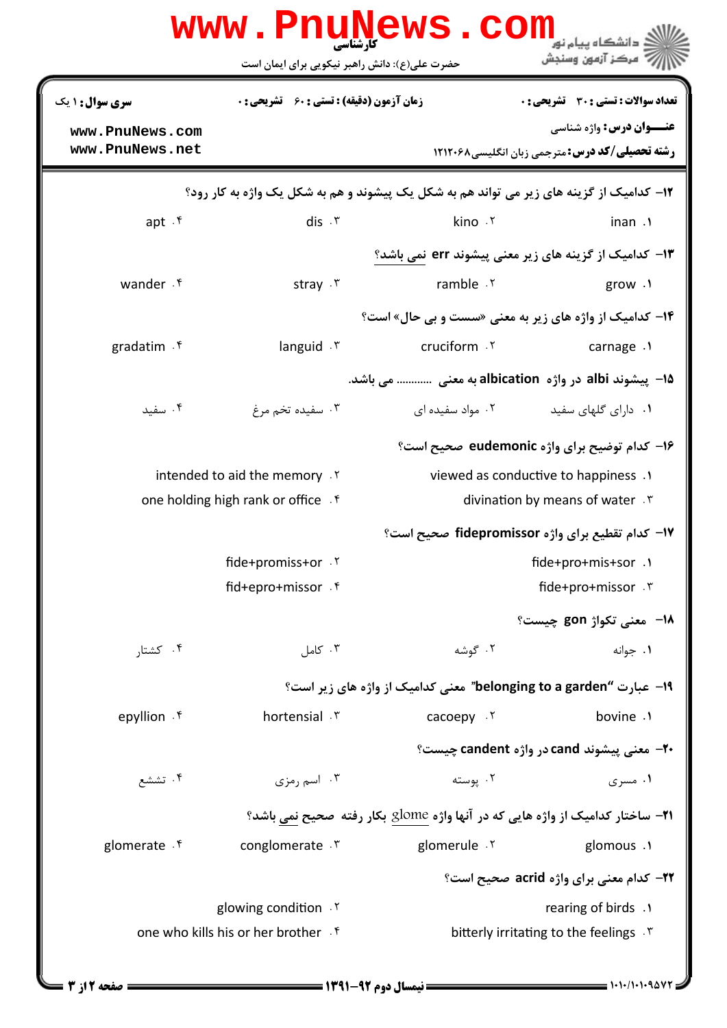سری سوال: ۱ یک | زمان آزمون (دقیقه) : تستی : ۶۰ تشریحی : ۰ | تعداد سوالات : تستی : ۳۰ تشریحی : ۰

عنـــوان درس: واژه شناسی

رشته تحصیلی/کد درس: مترجمی زبان انگلیسی۱۲۱۲۰۶۸

۱۲- کدامیک از گزینه های زیر می تواند هم به شکل یک پیشوند و هم به شکل یک واژه به کار رود؟

۱. inan ۲. kino ۳. dis ۴. apt

۱۳- کدامیک از گزینه های زیر معنی پیشوند err نمی باشد؟

۱. grow ۲. ramble ۳. stray ۴. wander

۱۴- کدامیک از واژه های زیر به معنی «سست و بی حال» است؟

۱. carnage ۲. cruciform ۳. languid ۴. gradatim

۱۵- پیشوند albi در واژه albication به معنی ............ می باشد.

۱. دارای گلهای سفید ۲. مواد سفیده ای ۳. سفیده تخم مرغ ۴. سفید

۱۶- کدام توضیح برای واژه eudemonic صحیح است؟

۱. viewed as conductive to happiness ۲. intended to aid the memory ۳. divination by means of water ۴. one holding high rank or office

۱۷- کدام تقطیع برای واژه fidepromissor صحیح است؟

۱. fide+pro+mis+sor ۲. fide+promiss+or ۳. fide+pro+missor ۴. fid+epro+missor

۱۸- معنی تکواژ gon چیست؟

۱. جوانه ۲. گوشه ۳. کامل ۴. کشتار

۱۹- عبارت "belonging to a garden" معنی کدامیک از واژه های زیر است؟

۱. bovine ۲. cacoepy ۳. hortensial ۴. epyllion

۲۰- معنی پیشوند cand در واژه candent چیست؟

۱. مسری ۲. پوسته ۳. اسم رمزی ۴. تشعشع

۲۱- ساختار کدامیک از واژه هایی که در آنها واژه glome بکار رفته صحیح نمی باشد؟

۱. glomous ۲. glomerule ۳. conglomerate ۴. glomerate

۲۲- کدام معنی برای واژه acrid صحیح است؟

۱. rearing of birds ۲. glowing condition ۳. bitterly irritating to the feelings ۴. one who kills his or her brother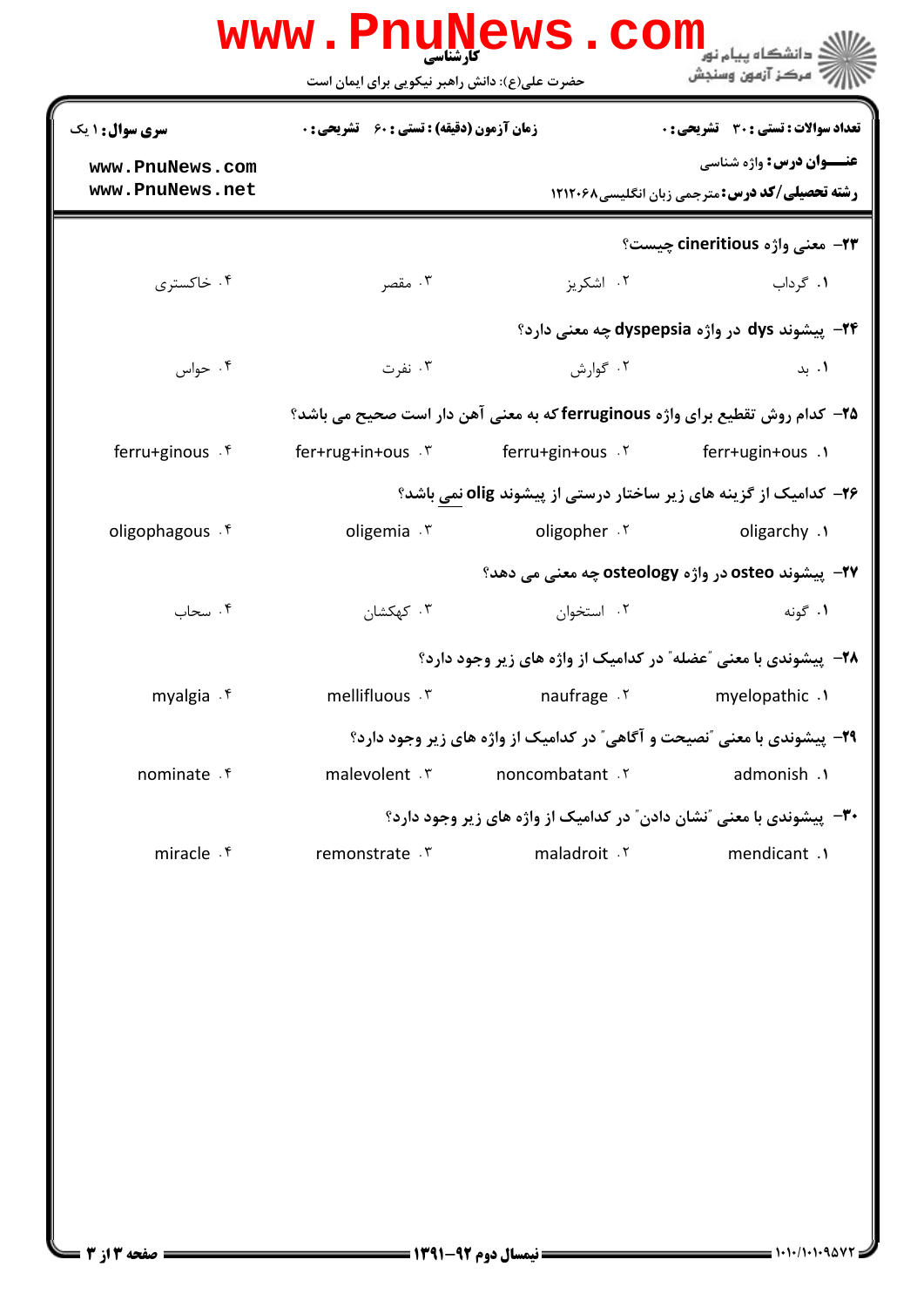۲۳- معنی واژه cineritious چیست؟

۱. گرداب ۲. اشکریز ۳. مقصر ۴. خاکستری

۲۴- پیشوند dys در واژه dyspepsia چه معنی دارد؟

۱. بد ۲. گوارش ۳. نفرت ۴. حواس

۲۵- کدام روش تقطیع برای واژه ferruginous که به معنی آهن دار است صحیح می باشد؟

۱. ferr+ugin+ous ۲. ferru+gin+ous ۳. fer+rug+in+ous ۴. ferru+ginous

۲۶- کدامیک از گزینه های زیر ساختار درستی از پیشوند olig نمی باشد؟

۱. oligarchy ۲. oligopher ۳. oligemia ۴. oligophagous

۲۷- پیشوند osteo در واژه osteology چه معنی می دهد؟

۱. گونه ۲. استخوان ۳. کهکشان ۴. سحاب

۲۸- پیشوندی با معنی "عضله" در کدامیک از واژه های زیر وجود دارد؟

۱. myelopathic ۲. naufrage ۳. mellifluous ۴. myalgia

۲۹- پیشوندی با معنی "نصیحت و آگاهی" در کدامیک از واژه های زیر وجود دارد؟

۱. admonish ۲. noncombatant ۳. malevolent ۴. nominate

۳۰- پیشوندی با معنی "نشان دادن" در کدامیک از واژه های زیر وجود دارد؟

۱. mendicant ۲. maladroit ۳. remonstrate ۴. miracle